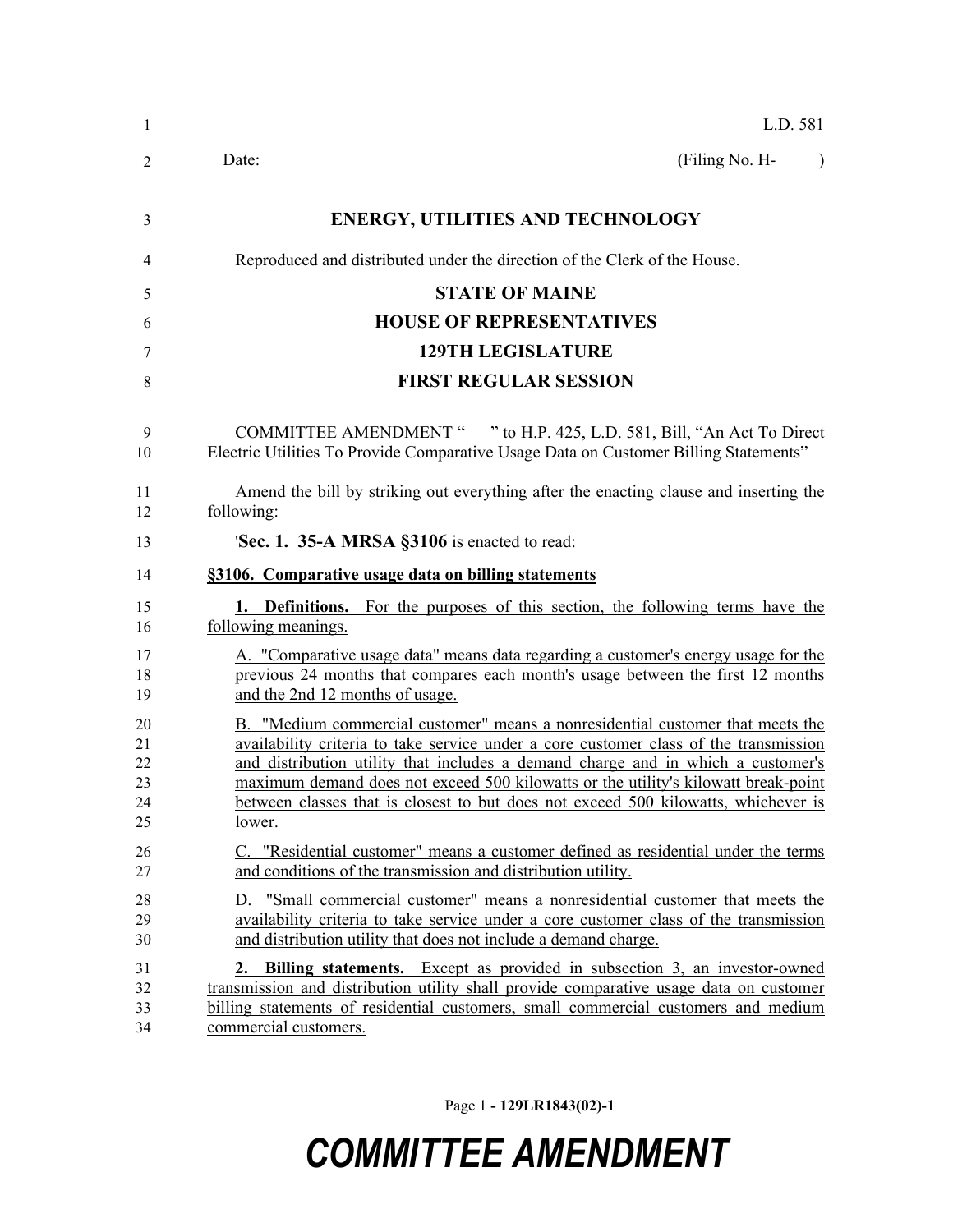L.D. 581

Date: (Filing No. H- )

# ENERGY, UTILITIES AND TECHNOLOGY

Reproduced and distributed under the direction of the Clerk of the House.

## STATE OF MAINE
## HOUSE OF REPRESENTATIVES
## 129TH LEGISLATURE
## FIRST REGULAR SESSION

COMMITTEE AMENDMENT " " to H.P. 425, L.D. 581, Bill, "An Act To Direct Electric Utilities To Provide Comparative Usage Data on Customer Billing Statements"

Amend the bill by striking out everything after the enacting clause and inserting the following:

'**Sec. 1. 35-A MRSA §3106** is enacted to read:

**§3106. Comparative usage data on billing statements**

**1. Definitions.** For the purposes of this section, the following terms have the following meanings.

A. "Comparative usage data" means data regarding a customer's energy usage for the previous 24 months that compares each month's usage between the first 12 months and the 2nd 12 months of usage.

B. "Medium commercial customer" means a nonresidential customer that meets the availability criteria to take service under a core customer class of the transmission and distribution utility that includes a demand charge and in which a customer's maximum demand does not exceed 500 kilowatts or the utility's kilowatt break-point between classes that is closest to but does not exceed 500 kilowatts, whichever is lower.

C. "Residential customer" means a customer defined as residential under the terms and conditions of the transmission and distribution utility.

D. "Small commercial customer" means a nonresidential customer that meets the availability criteria to take service under a core customer class of the transmission and distribution utility that does not include a demand charge.

**2. Billing statements.** Except as provided in subsection 3, an investor-owned transmission and distribution utility shall provide comparative usage data on customer billing statements of residential customers, small commercial customers and medium commercial customers.

COMMITTEE AMENDMENT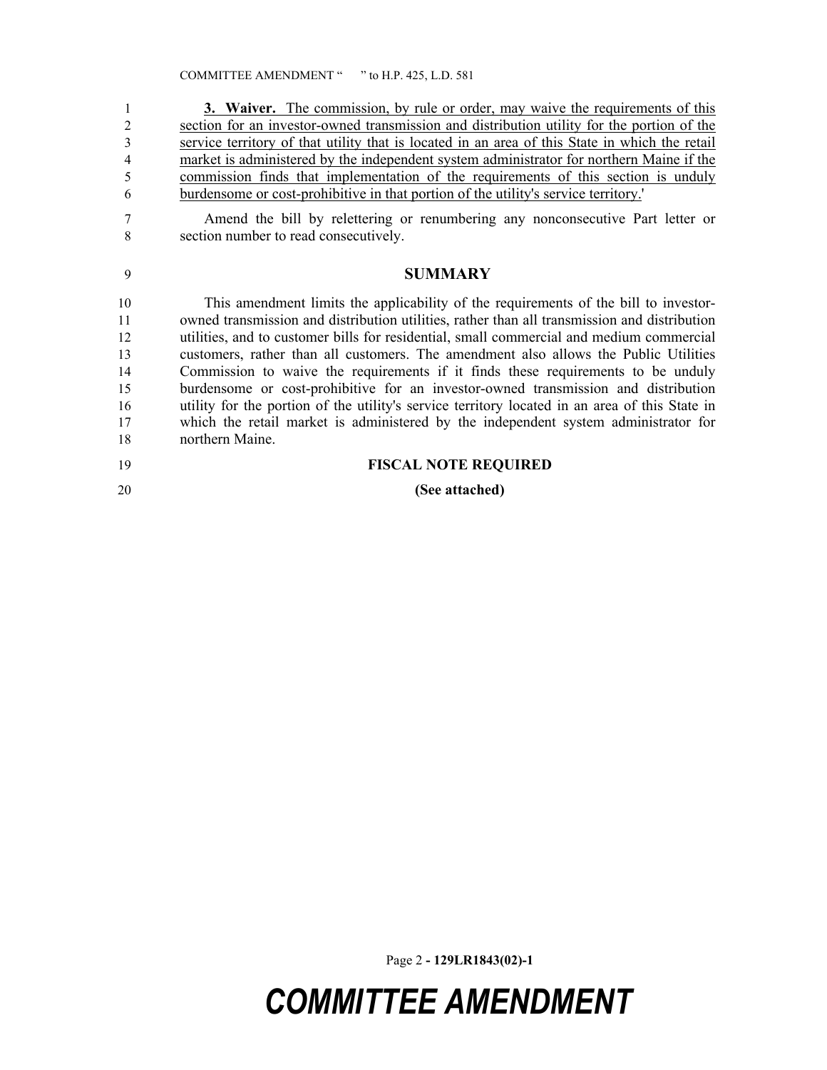**3. Waiver.** The commission, by rule or order, may waive the requirements of this section for an investor-owned transmission and distribution utility for the portion of the service territory of that utility that is located in an area of this State in which the retail market is administered by the independent system administrator for northern Maine if the commission finds that implementation of the requirements of this section is unduly burdensome or cost-prohibitive in that portion of the utility's service territory.'

Amend the bill by relettering or renumbering any nonconsecutive Part letter or section number to read consecutively.

## SUMMARY

This amendment limits the applicability of the requirements of the bill to investor-owned transmission and distribution utilities, rather than all transmission and distribution utilities, and to customer bills for residential, small commercial and medium commercial customers, rather than all customers. The amendment also allows the Public Utilities Commission to waive the requirements if it finds these requirements to be unduly burdensome or cost-prohibitive for an investor-owned transmission and distribution utility for the portion of the utility's service territory located in an area of this State in which the retail market is administered by the independent system administrator for northern Maine.

**FISCAL NOTE REQUIRED**

**(See attached)**